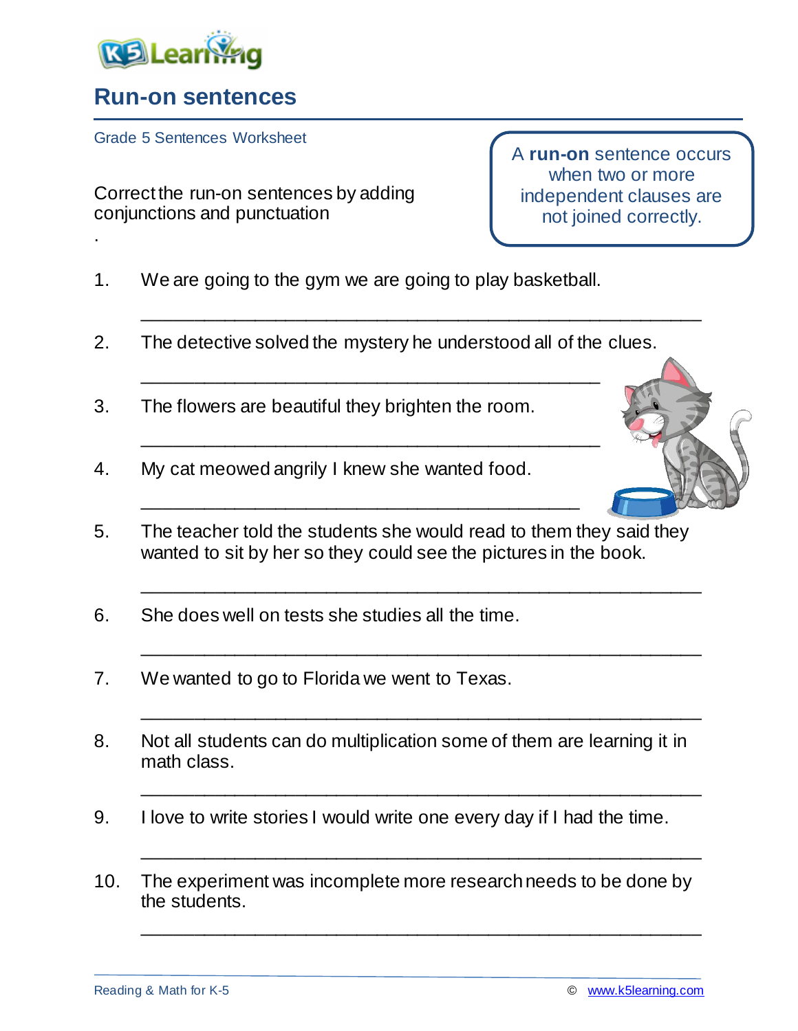# Run-on sentences

Grade 5 Sentences Worksheet

Correct the run-on sentences by adding conjunctions and punctuation

.

A **run-on** sentence occurs when two or more independent clauses are not joined correctly.

1. We are going to the gym we are going to play basketball.

   ___________________________________________________

2. The detective solved the mystery he understood all of the clues.

   ___________________________________________

3. The flowers are beautiful they brighten the room.

   ___________________________________________

4. My cat meowed angrily I knew she wanted food.

   _________________________________________

5. The teacher told the students she would read to them they said they wanted to sit by her so they could see the pictures in the book.

   ___________________________________________________

6. She does well on tests she studies all the time.

   ___________________________________________________

7. We wanted to go to Florida we went to Texas.

   ___________________________________________________

8. Not all students can do multiplication some of them are learning it in math class.

   ___________________________________________________

9. I love to write stories I would write one every day if I had the time.

   ___________________________________________________

10. The experiment was incomplete more research needs to be done by the students.

    ___________________________________________________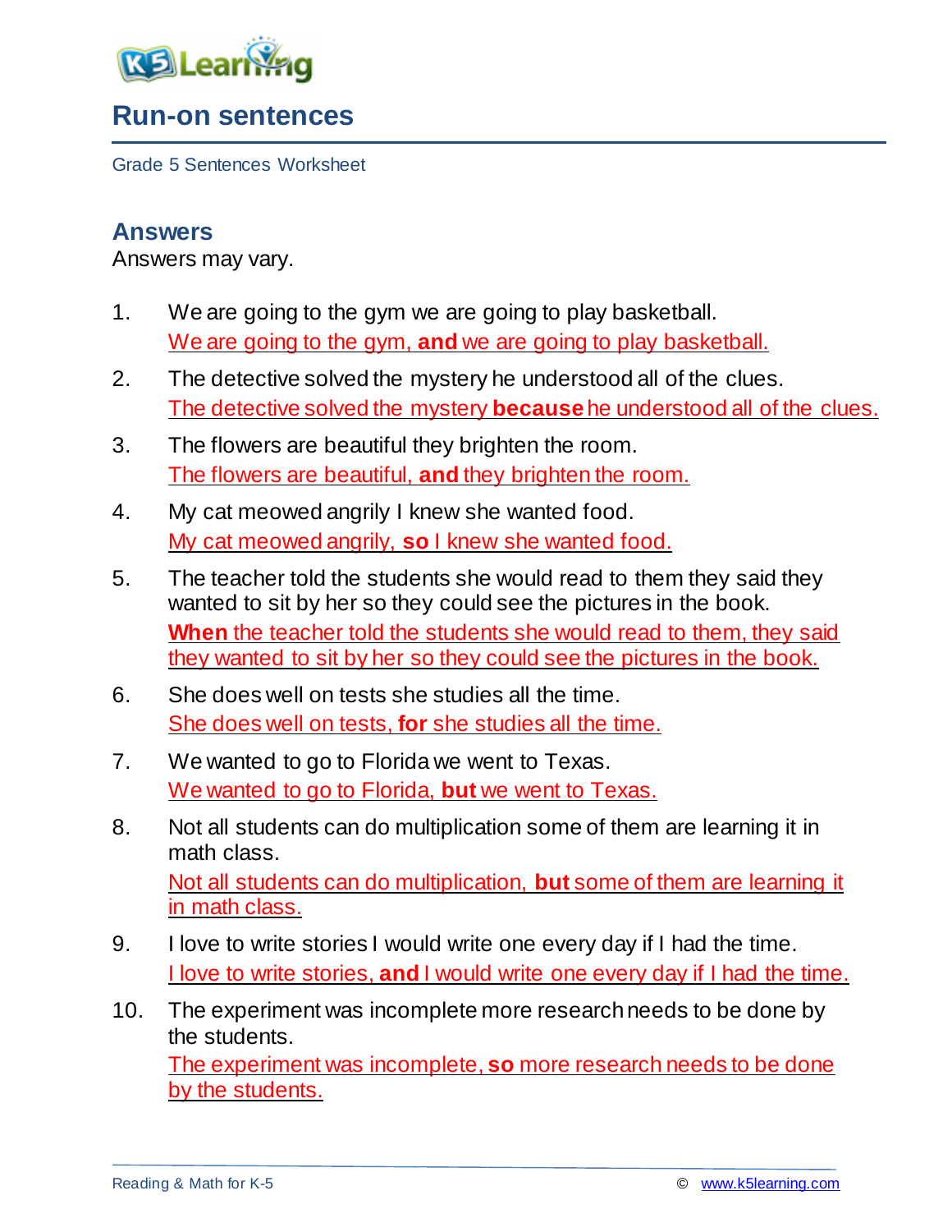# Run-on sentences

Grade 5 Sentences Worksheet

## Answers

Answers may vary.

1. We are going to the gym we are going to play basketball.
   We are going to the gym, **and** we are going to play basketball.

2. The detective solved the mystery he understood all of the clues.
   The detective solved the mystery **because** he understood all of the clues.

3. The flowers are beautiful they brighten the room.
   The flowers are beautiful, **and** they brighten the room.

4. My cat meowed angrily I knew she wanted food.
   My cat meowed angrily, **so** I knew she wanted food.

5. The teacher told the students she would read to them they said they wanted to sit by her so they could see the pictures in the book.
   **When** the teacher told the students she would read to them, they said they wanted to sit by her so they could see the pictures in the book.

6. She does well on tests she studies all the time.
   She does well on tests, **for** she studies all the time.

7. We wanted to go to Florida we went to Texas.
   We wanted to go to Florida, **but** we went to Texas.

8. Not all students can do multiplication some of them are learning it in math class.
   Not all students can do multiplication, **but** some of them are learning it in math class.

9. I love to write stories I would write one every day if I had the time.
   I love to write stories, **and** I would write one every day if I had the time.

10. The experiment was incomplete more research needs to be done by the students.
    The experiment was incomplete, **so** more research needs to be done by the students.